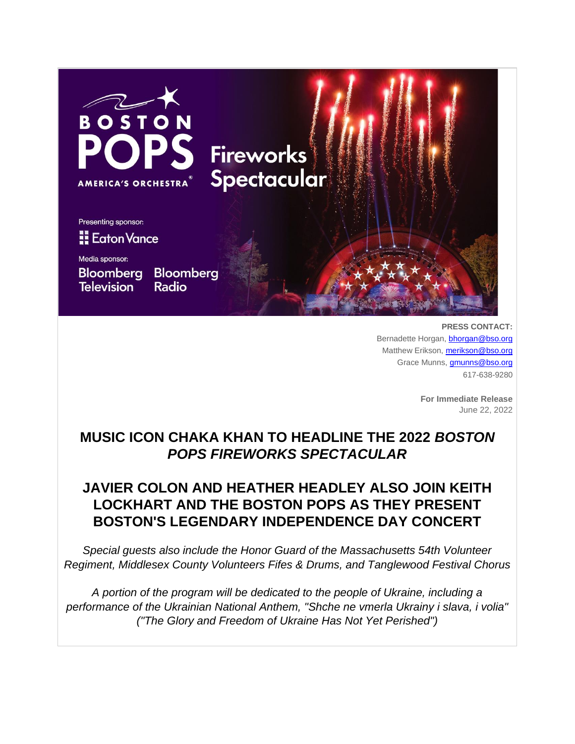Boston Pops — America's Orchestra® — Fireworks Spectacular

Presenting sponsor: Eaton Vance

Media sponsor: Bloomberg Television, Bloomberg Radio

**PRESS CONTACT:**
Bernadette Horgan, bhorgan@bso.org
Matthew Erikson, merikson@bso.org
Grace Munns, gmunns@bso.org
617-638-9280

**For Immediate Release**
June 22, 2022

# MUSIC ICON CHAKA KHAN TO HEADLINE THE 2022 *BOSTON POPS FIREWORKS SPECTACULAR*

## JAVIER COLON AND HEATHER HEADLEY ALSO JOIN KEITH LOCKHART AND THE BOSTON POPS AS THEY PRESENT BOSTON'S LEGENDARY INDEPENDENCE DAY CONCERT

*Special guests also include the Honor Guard of the Massachusetts 54th Volunteer Regiment, Middlesex County Volunteers Fifes & Drums, and Tanglewood Festival Chorus*

*A portion of the program will be dedicated to the people of Ukraine, including a performance of the Ukrainian National Anthem, "Shche ne vmerla Ukrainy i slava, i volia" ("The Glory and Freedom of Ukraine Has Not Yet Perished")*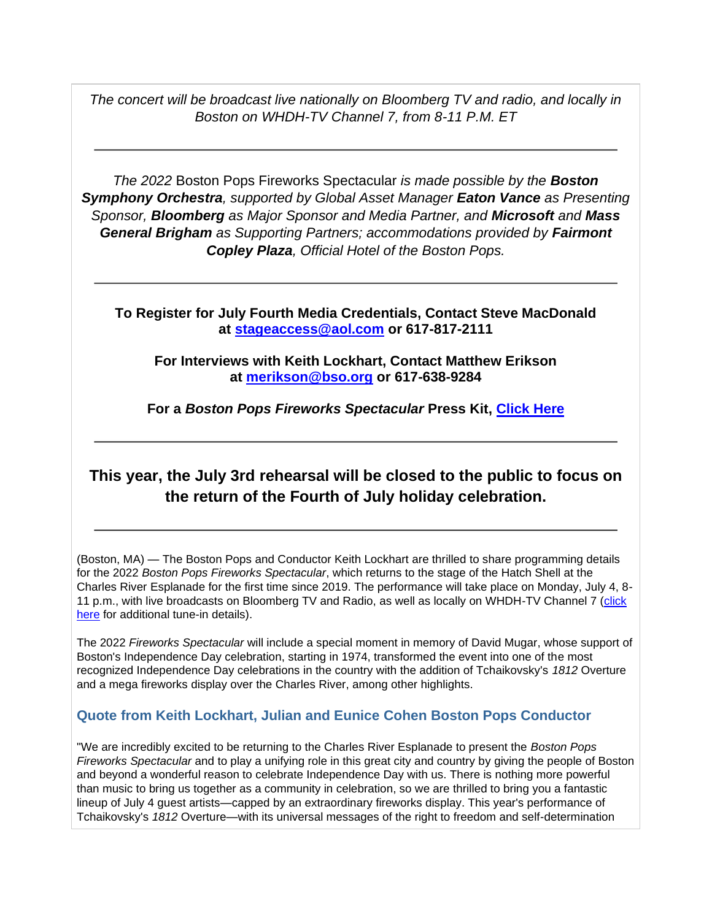*The concert will be broadcast live nationally on Bloomberg TV and radio, and locally in Boston on WHDH-TV Channel 7, from 8-11 P.M. ET*

---

*The 2022* Boston Pops Fireworks Spectacular *is made possible by the* ***Boston Symphony Orchestra****, supported by Global Asset Manager* ***Eaton Vance*** *as Presenting Sponsor,* ***Bloomberg*** *as Major Sponsor and Media Partner, and* ***Microsoft*** *and* ***Mass General Brigham*** *as Supporting Partners; accommodations provided by* ***Fairmont Copley Plaza****, Official Hotel of the Boston Pops.*

---

**To Register for July Fourth Media Credentials, Contact Steve MacDonald at stageaccess@aol.com or 617-817-2111**

**For Interviews with Keith Lockhart, Contact Matthew Erikson at merikson@bso.org or 617-638-9284**

**For a *Boston Pops Fireworks Spectacular* Press Kit, Click Here**

---

## This year, the July 3rd rehearsal will be closed to the public to focus on the return of the Fourth of July holiday celebration.

---

(Boston, MA) — The Boston Pops and Conductor Keith Lockhart are thrilled to share programming details for the 2022 *Boston Pops Fireworks Spectacular*, which returns to the stage of the Hatch Shell at the Charles River Esplanade for the first time since 2019. The performance will take place on Monday, July 4, 8-11 p.m., with live broadcasts on Bloomberg TV and Radio, as well as locally on WHDH-TV Channel 7 (click here for additional tune-in details).

The 2022 *Fireworks Spectacular* will include a special moment in memory of David Mugar, whose support of Boston's Independence Day celebration, starting in 1974, transformed the event into one of the most recognized Independence Day celebrations in the country with the addition of Tchaikovsky's *1812* Overture and a mega fireworks display over the Charles River, among other highlights.

### Quote from Keith Lockhart, Julian and Eunice Cohen Boston Pops Conductor

"We are incredibly excited to be returning to the Charles River Esplanade to present the *Boston Pops Fireworks Spectacular* and to play a unifying role in this great city and country by giving the people of Boston and beyond a wonderful reason to celebrate Independence Day with us. There is nothing more powerful than music to bring us together as a community in celebration, so we are thrilled to bring you a fantastic lineup of July 4 guest artists—capped by an extraordinary fireworks display. This year's performance of Tchaikovsky's *1812* Overture—with its universal messages of the right to freedom and self-determination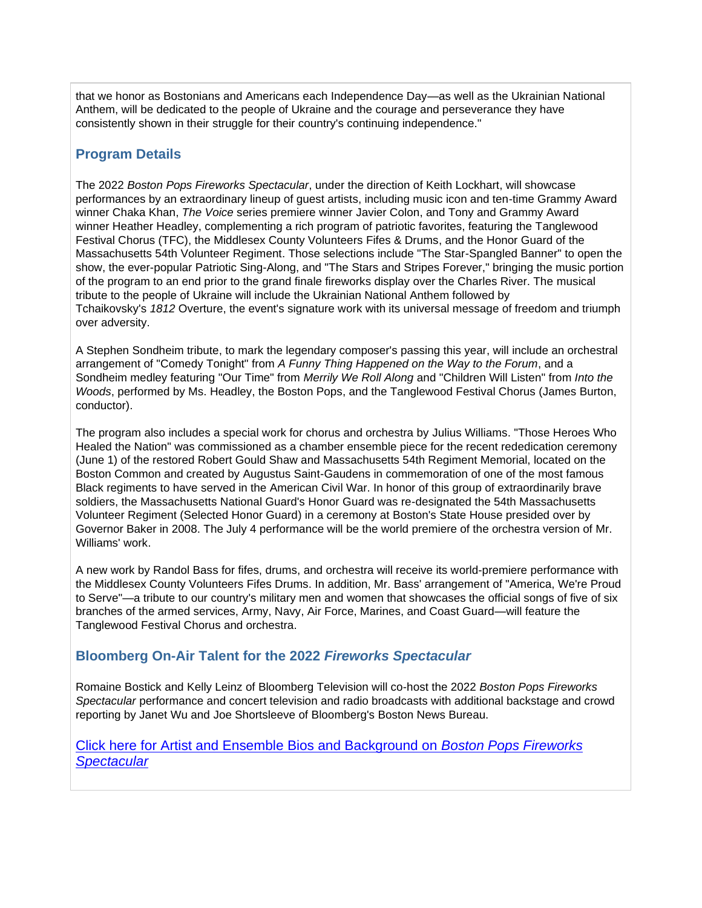that we honor as Bostonians and Americans each Independence Day—as well as the Ukrainian National Anthem, will be dedicated to the people of Ukraine and the courage and perseverance they have consistently shown in their struggle for their country's continuing independence."

## Program Details

The 2022 *Boston Pops Fireworks Spectacular*, under the direction of Keith Lockhart, will showcase performances by an extraordinary lineup of guest artists, including music icon and ten-time Grammy Award winner Chaka Khan, *The Voice* series premiere winner Javier Colon, and Tony and Grammy Award winner Heather Headley, complementing a rich program of patriotic favorites, featuring the Tanglewood Festival Chorus (TFC), the Middlesex County Volunteers Fifes & Drums, and the Honor Guard of the Massachusetts 54th Volunteer Regiment. Those selections include "The Star-Spangled Banner" to open the show, the ever-popular Patriotic Sing-Along, and "The Stars and Stripes Forever," bringing the music portion of the program to an end prior to the grand finale fireworks display over the Charles River. The musical tribute to the people of Ukraine will include the Ukrainian National Anthem followed by Tchaikovsky's *1812* Overture, the event's signature work with its universal message of freedom and triumph over adversity.

A Stephen Sondheim tribute, to mark the legendary composer's passing this year, will include an orchestral arrangement of "Comedy Tonight" from *A Funny Thing Happened on the Way to the Forum*, and a Sondheim medley featuring "Our Time" from *Merrily We Roll Along* and "Children Will Listen" from *Into the Woods*, performed by Ms. Headley, the Boston Pops, and the Tanglewood Festival Chorus (James Burton, conductor).

The program also includes a special work for chorus and orchestra by Julius Williams. "Those Heroes Who Healed the Nation" was commissioned as a chamber ensemble piece for the recent rededication ceremony (June 1) of the restored Robert Gould Shaw and Massachusetts 54th Regiment Memorial, located on the Boston Common and created by Augustus Saint-Gaudens in commemoration of one of the most famous Black regiments to have served in the American Civil War. In honor of this group of extraordinarily brave soldiers, the Massachusetts National Guard's Honor Guard was re-designated the 54th Massachusetts Volunteer Regiment (Selected Honor Guard) in a ceremony at Boston's State House presided over by Governor Baker in 2008. The July 4 performance will be the world premiere of the orchestra version of Mr. Williams' work.

A new work by Randol Bass for fifes, drums, and orchestra will receive its world-premiere performance with the Middlesex County Volunteers Fifes Drums. In addition, Mr. Bass' arrangement of "America, We're Proud to Serve"—a tribute to our country's military men and women that showcases the official songs of five of six branches of the armed services, Army, Navy, Air Force, Marines, and Coast Guard—will feature the Tanglewood Festival Chorus and orchestra.

## Bloomberg On-Air Talent for the 2022 *Fireworks Spectacular*

Romaine Bostick and Kelly Leinz of Bloomberg Television will co-host the 2022 *Boston Pops Fireworks Spectacular* performance and concert television and radio broadcasts with additional backstage and crowd reporting by Janet Wu and Joe Shortsleeve of Bloomberg's Boston News Bureau.

Click here for Artist and Ensemble Bios and Background on *Boston Pops Fireworks Spectacular*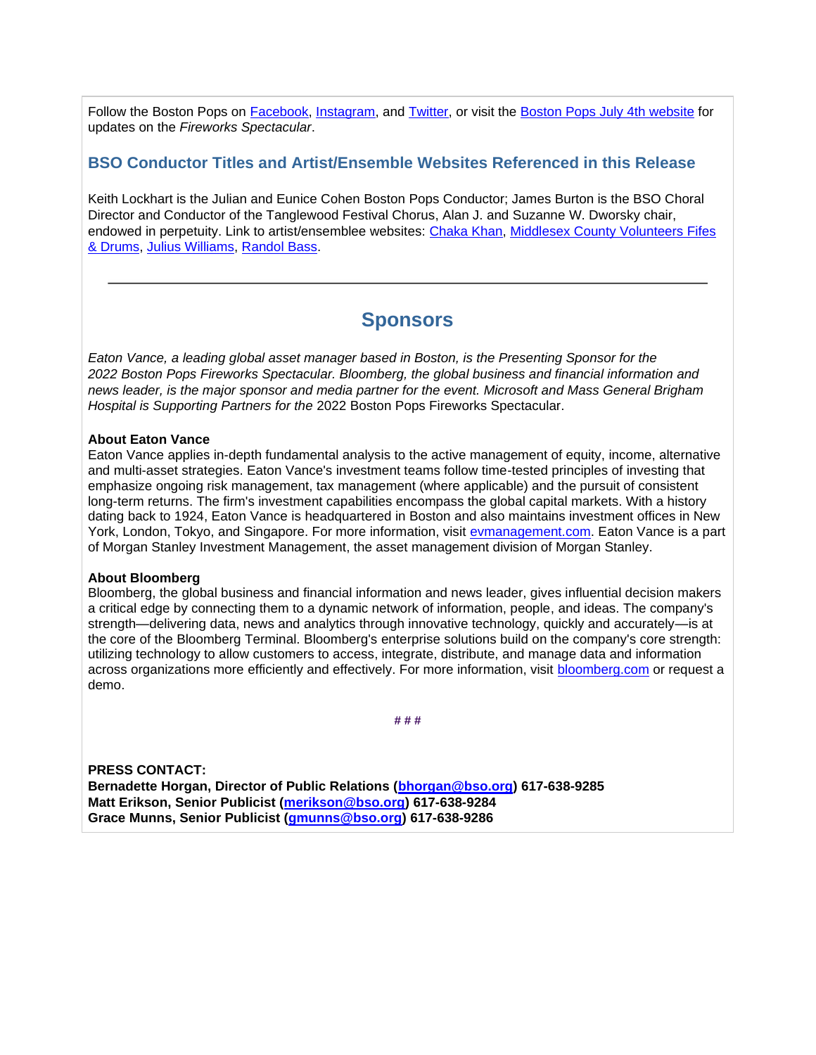Follow the Boston Pops on Facebook, Instagram, and Twitter, or visit the Boston Pops July 4th website for updates on the *Fireworks Spectacular*.

## BSO Conductor Titles and Artist/Ensemble Websites Referenced in this Release

Keith Lockhart is the Julian and Eunice Cohen Boston Pops Conductor; James Burton is the BSO Choral Director and Conductor of the Tanglewood Festival Chorus, Alan J. and Suzanne W. Dworsky chair, endowed in perpetuity. Link to artist/ensemblee websites: Chaka Khan, Middlesex County Volunteers Fifes & Drums, Julius Williams, Randol Bass.

---

## Sponsors

*Eaton Vance, a leading global asset manager based in Boston, is the Presenting Sponsor for the 2022 Boston Pops Fireworks Spectacular. Bloomberg, the global business and financial information and news leader, is the major sponsor and media partner for the event. Microsoft and Mass General Brigham Hospital is Supporting Partners for the* 2022 Boston Pops Fireworks Spectacular.

**About Eaton Vance**
Eaton Vance applies in-depth fundamental analysis to the active management of equity, income, alternative and multi-asset strategies. Eaton Vance's investment teams follow time-tested principles of investing that emphasize ongoing risk management, tax management (where applicable) and the pursuit of consistent long-term returns. The firm's investment capabilities encompass the global capital markets. With a history dating back to 1924, Eaton Vance is headquartered in Boston and also maintains investment offices in New York, London, Tokyo, and Singapore. For more information, visit evmanagement.com. Eaton Vance is a part of Morgan Stanley Investment Management, the asset management division of Morgan Stanley.

**About Bloomberg**
Bloomberg, the global business and financial information and news leader, gives influential decision makers a critical edge by connecting them to a dynamic network of information, people, and ideas. The company's strength—delivering data, news and analytics through innovative technology, quickly and accurately—is at the core of the Bloomberg Terminal. Bloomberg's enterprise solutions build on the company's core strength: utilizing technology to allow customers to access, integrate, distribute, and manage data and information across organizations more efficiently and effectively. For more information, visit bloomberg.com or request a demo.

**# # #**

**PRESS CONTACT:**
**Bernadette Horgan, Director of Public Relations (bhorgan@bso.org) 617-638-9285**
**Matt Erikson, Senior Publicist (merikson@bso.org) 617-638-9284**
**Grace Munns, Senior Publicist (gmunns@bso.org) 617-638-9286**